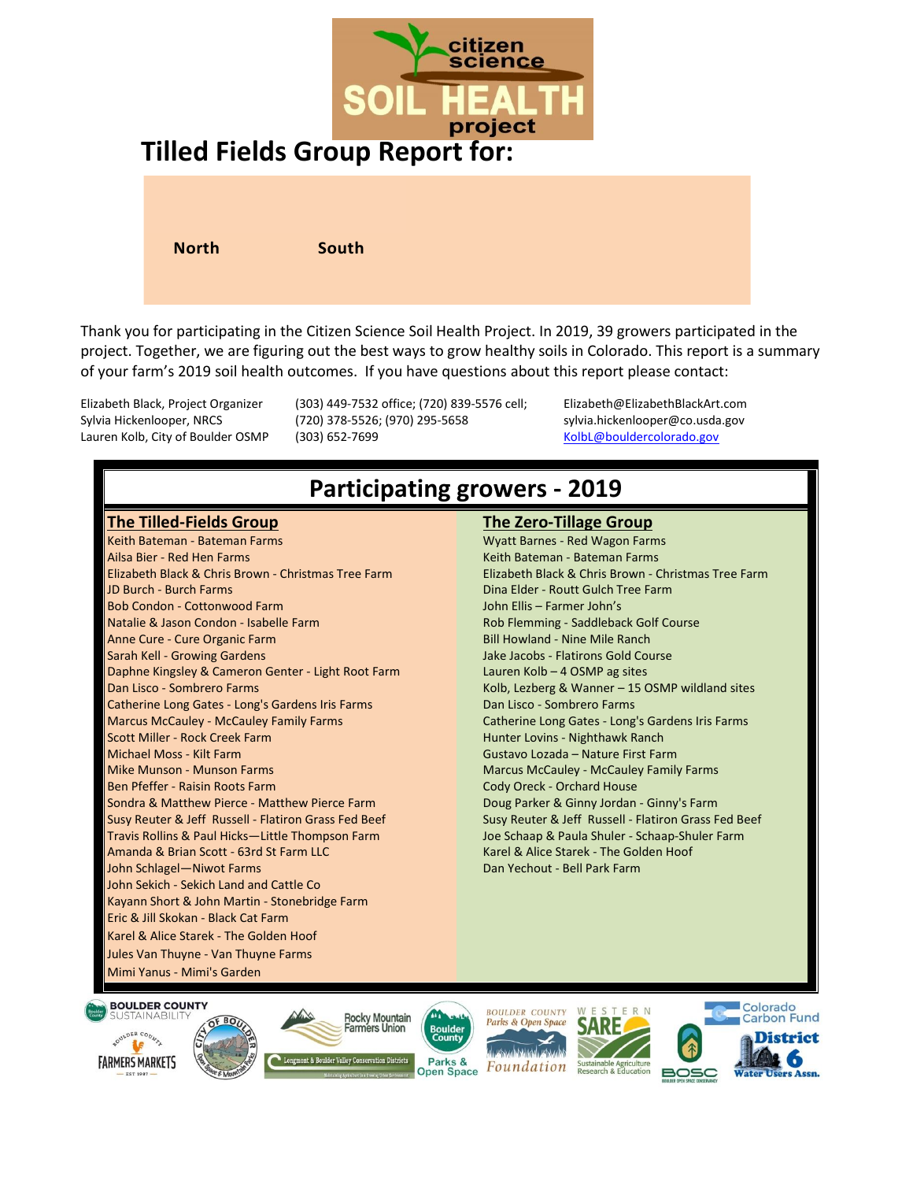citizen science SOIL HEALTH project

# Tilled Fields Group Report for:

**North** **South**

Thank you for participating in the Citizen Science Soil Health Project. In 2019, 39 growers participated in the project. Together, we are figuring out the best ways to grow healthy soils in Colorado. This report is a summary of your farm's 2019 soil health outcomes. If you have questions about this report please contact:

| | | |
|---|---|---|
| Elizabeth Black, Project Organizer | (303) 449-7532 office; (720) 839-5576 cell; | Elizabeth@ElizabethBlackArt.com |
| Sylvia Hickenlooper, NRCS | (720) 378-5526; (970) 295-5658 | sylvia.hickenlooper@co.usda.gov |
| Lauren Kolb, City of Boulder OSMP | (303) 652-7699 | KolbL@bouldercolorado.gov |

## Participating growers - 2019

### The Tilled-Fields Group

- Keith Bateman - Bateman Farms
- Ailsa Bier - Red Hen Farms
- Elizabeth Black & Chris Brown - Christmas Tree Farm
- JD Burch - Burch Farms
- Bob Condon - Cottonwood Farm
- Natalie & Jason Condon - Isabelle Farm
- Anne Cure - Cure Organic Farm
- Sarah Kell - Growing Gardens
- Daphne Kingsley & Cameron Genter - Light Root Farm
- Dan Lisco - Sombrero Farms
- Catherine Long Gates - Long's Gardens Iris Farms
- Marcus McCauley - McCauley Family Farms
- Scott Miller - Rock Creek Farm
- Michael Moss - Kilt Farm
- Mike Munson - Munson Farms
- Ben Pfeffer - Raisin Roots Farm
- Sondra & Matthew Pierce - Matthew Pierce Farm
- Susy Reuter & Jeff Russell - Flatiron Grass Fed Beef
- Travis Rollins & Paul Hicks—Little Thompson Farm
- Amanda & Brian Scott - 63rd St Farm LLC
- John Schlagel—Niwot Farms
- John Sekich - Sekich Land and Cattle Co
- Kayann Short & John Martin - Stonebridge Farm
- Eric & Jill Skokan - Black Cat Farm
- Karel & Alice Starek - The Golden Hoof
- Jules Van Thuyne - Van Thuyne Farms
- Mimi Yanus - Mimi's Garden

### The Zero-Tillage Group

- Wyatt Barnes - Red Wagon Farms
- Keith Bateman - Bateman Farms
- Elizabeth Black & Chris Brown - Christmas Tree Farm
- Dina Elder - Routt Gulch Tree Farm
- John Ellis – Farmer John's
- Rob Flemming - Saddleback Golf Course
- Bill Howland - Nine Mile Ranch
- Jake Jacobs - Flatirons Gold Course
- Lauren Kolb – 4 OSMP ag sites
- Kolb, Lezberg & Wanner – 15 OSMP wildland sites
- Dan Lisco - Sombrero Farms
- Catherine Long Gates - Long's Gardens Iris Farms
- Hunter Lovins - Nighthawk Ranch
- Gustavo Lozada – Nature First Farm
- Marcus McCauley - McCauley Family Farms
- Cody Oreck - Orchard House
- Doug Parker & Ginny Jordan - Ginny's Farm
- Susy Reuter & Jeff Russell - Flatiron Grass Fed Beef
- Joe Schaap & Paula Shuler - Schaap-Shuler Farm
- Karel & Alice Starek - The Golden Hoof
- Dan Yechout - Bell Park Farm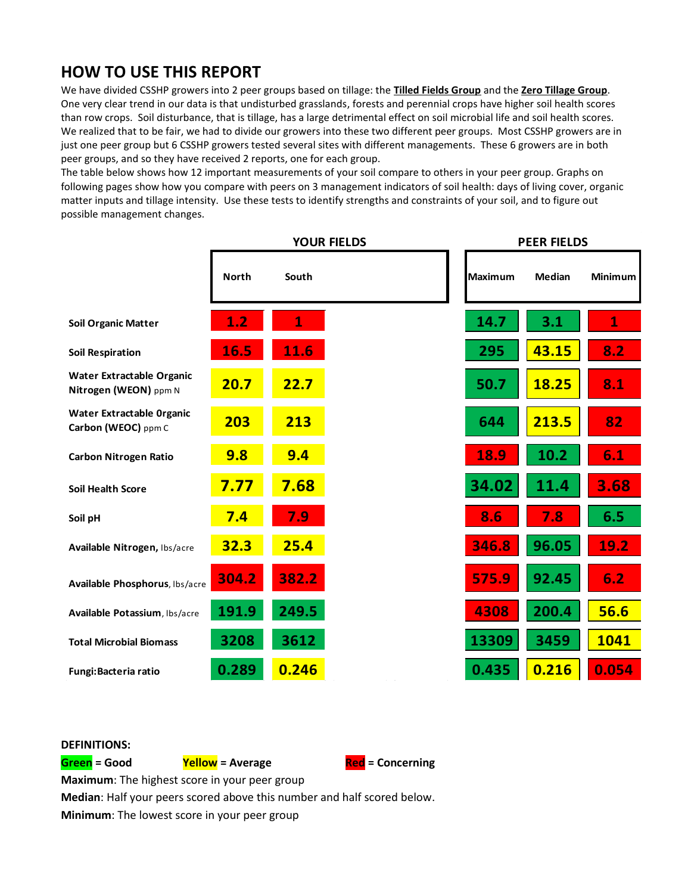## HOW TO USE THIS REPORT

We have divided CSSHP growers into 2 peer groups based on tillage: the **Tilled Fields Group** and the **Zero Tillage Group**. One very clear trend in our data is that undisturbed grasslands, forests and perennial crops have higher soil health scores than row crops. Soil disturbance, that is tillage, has a large detrimental effect on soil microbial life and soil health scores. We realized that to be fair, we had to divide our growers into these two different peer groups. Most CSSHP growers are in just one peer group but 6 CSSHP growers tested several sites with different managements. These 6 growers are in both peer groups, and so they have received 2 reports, one for each group.

The table below shows how 12 important measurements of your soil compare to others in your peer group. Graphs on following pages show how you compare with peers on 3 management indicators of soil health: days of living cover, organic matter inputs and tillage intensity. Use these tests to identify strengths and constraints of your soil, and to figure out possible management changes.

| | YOUR FIELDS | | PEER FIELDS | | |
|---|---|---|---|---|---|
| | North | South | Maximum | Median | Minimum |
| Soil Organic Matter | 1.2 | 1 | 14.7 | 3.1 | 1 |
| Soil Respiration | 16.5 | 11.6 | 295 | 43.15 | 8.2 |
| Water Extractable Organic Nitrogen (WEON) ppm N | 20.7 | 22.7 | 50.7 | 18.25 | 8.1 |
| Water Extractable 0rganic Carbon (WEOC) ppm C | 203 | 213 | 644 | 213.5 | 82 |
| Carbon Nitrogen Ratio | 9.8 | 9.4 | 18.9 | 10.2 | 6.1 |
| Soil Health Score | 7.77 | 7.68 | 34.02 | 11.4 | 3.68 |
| Soil pH | 7.4 | 7.9 | 8.6 | 7.8 | 6.5 |
| Available Nitrogen, lbs/acre | 32.3 | 25.4 | 346.8 | 96.05 | 19.2 |
| Available Phosphorus, lbs/acre | 304.2 | 382.2 | 575.9 | 92.45 | 6.2 |
| Available Potassium, lbs/acre | 191.9 | 249.5 | 4308 | 200.4 | 56.6 |
| Total Microbial Biomass | 3208 | 3612 | 13309 | 3459 | 1041 |
| Fungi:Bacteria ratio | 0.289 | 0.246 | 0.435 | 0.216 | 0.054 |

**DEFINITIONS:**

**Green** = Good **Yellow** = Average **Red** = Concerning

**Maximum**: The highest score in your peer group

**Median**: Half your peers scored above this number and half scored below.

**Minimum**: The lowest score in your peer group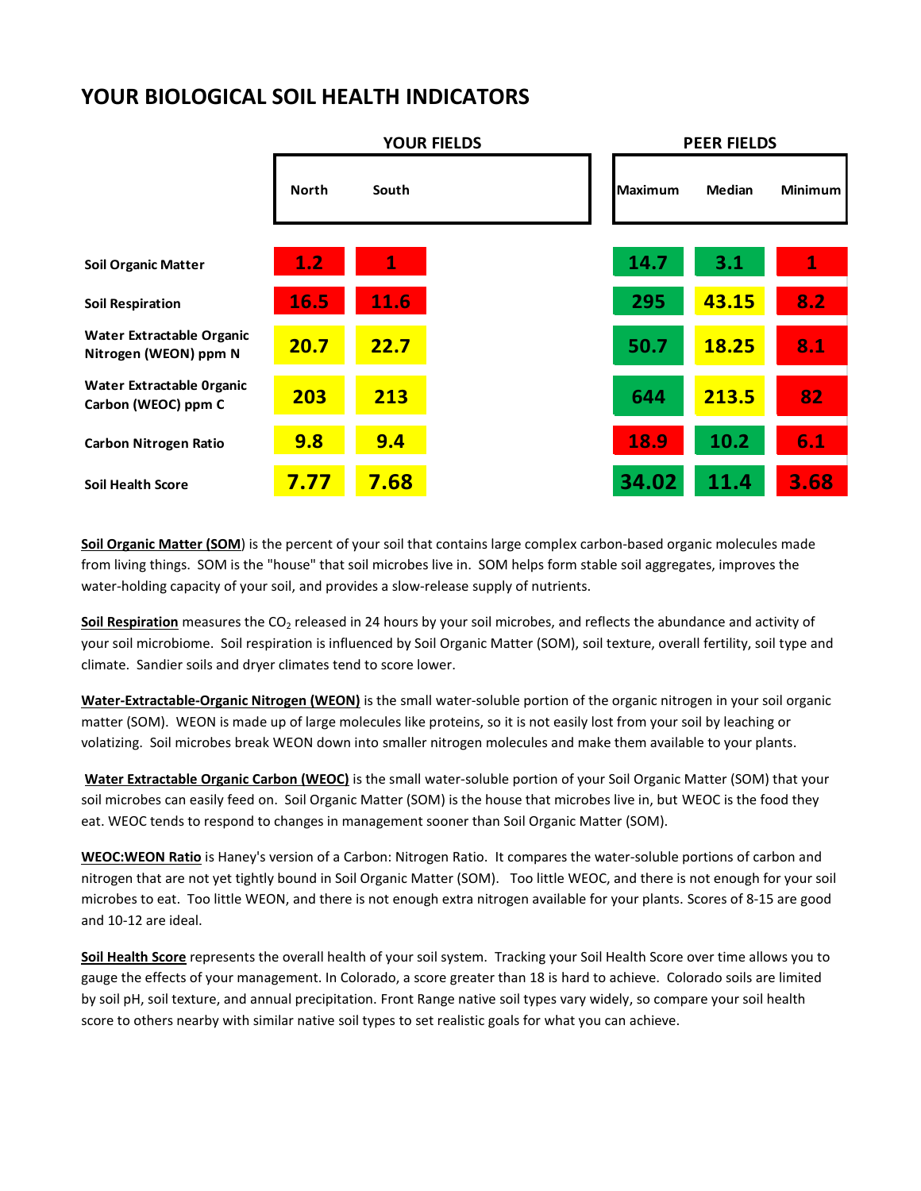# YOUR BIOLOGICAL SOIL HEALTH INDICATORS

| | YOUR FIELDS | | PEER FIELDS | | |
|---|---|---|---|---|---|
| | North | South | Maximum | Median | Minimum |
| Soil Organic Matter | 1.2 | 1 | 14.7 | 3.1 | 1 |
| Soil Respiration | 16.5 | 11.6 | 295 | 43.15 | 8.2 |
| Water Extractable Organic Nitrogen (WEON) ppm N | 20.7 | 22.7 | 50.7 | 18.25 | 8.1 |
| Water Extractable 0rganic Carbon (WEOC) ppm C | 203 | 213 | 644 | 213.5 | 82 |
| Carbon Nitrogen Ratio | 9.8 | 9.4 | 18.9 | 10.2 | 6.1 |
| Soil Health Score | 7.77 | 7.68 | 34.02 | 11.4 | 3.68 |

**Soil Organic Matter (SOM)** is the percent of your soil that contains large complex carbon-based organic molecules made from living things. SOM is the "house" that soil microbes live in. SOM helps form stable soil aggregates, improves the water-holding capacity of your soil, and provides a slow-release supply of nutrients.

**Soil Respiration** measures the $CO_2$ released in 24 hours by your soil microbes, and reflects the abundance and activity of your soil microbiome. Soil respiration is influenced by Soil Organic Matter (SOM), soil texture, overall fertility, soil type and climate. Sandier soils and dryer climates tend to score lower.

**Water-Extractable-Organic Nitrogen (WEON)** is the small water-soluble portion of the organic nitrogen in your soil organic matter (SOM). WEON is made up of large molecules like proteins, so it is not easily lost from your soil by leaching or volatizing. Soil microbes break WEON down into smaller nitrogen molecules and make them available to your plants.

**Water Extractable Organic Carbon (WEOC)** is the small water-soluble portion of your Soil Organic Matter (SOM) that your soil microbes can easily feed on. Soil Organic Matter (SOM) is the house that microbes live in, but WEOC is the food they eat. WEOC tends to respond to changes in management sooner than Soil Organic Matter (SOM).

**WEOC:WEON Ratio** is Haney's version of a Carbon: Nitrogen Ratio. It compares the water-soluble portions of carbon and nitrogen that are not yet tightly bound in Soil Organic Matter (SOM). Too little WEOC, and there is not enough for your soil microbes to eat. Too little WEON, and there is not enough extra nitrogen available for your plants. Scores of 8-15 are good and 10-12 are ideal.

**Soil Health Score** represents the overall health of your soil system. Tracking your Soil Health Score over time allows you to gauge the effects of your management. In Colorado, a score greater than 18 is hard to achieve. Colorado soils are limited by soil pH, soil texture, and annual precipitation. Front Range native soil types vary widely, so compare your soil health score to others nearby with similar native soil types to set realistic goals for what you can achieve.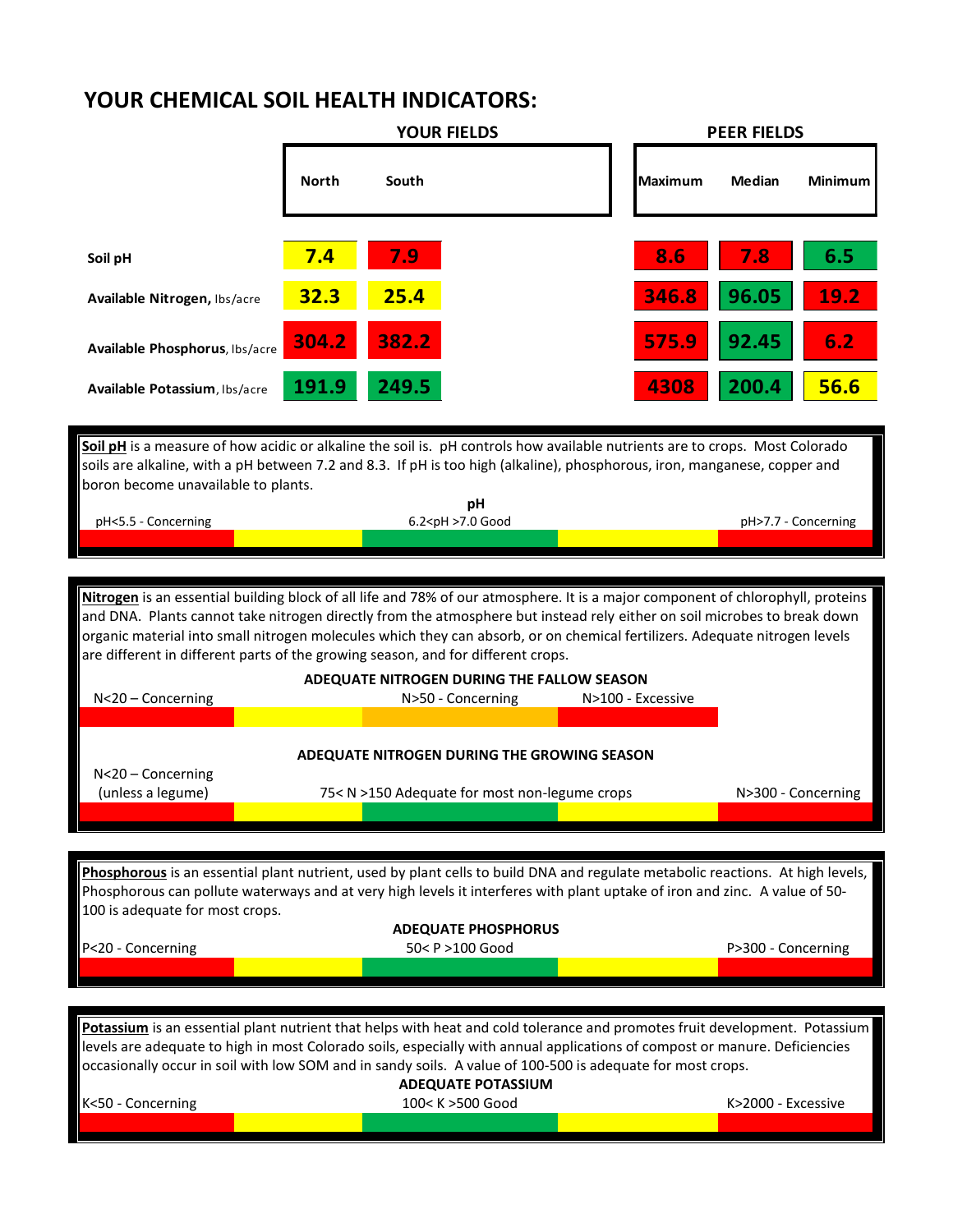# YOUR CHEMICAL SOIL HEALTH INDICATORS:

| | YOUR FIELDS | | PEER FIELDS | | |
|---|---|---|---|---|---|
| | North | South | Maximum | Median | Minimum |
| **Soil pH** | 7.4 | 7.9 | 8.6 | 7.8 | 6.5 |
| **Available Nitrogen**, lbs/acre | 32.3 | 25.4 | 346.8 | 96.05 | 19.2 |
| **Available Phosphorus**, lbs/acre | 304.2 | 382.2 | 575.9 | 92.45 | 6.2 |
| **Available Potassium**, lbs/acre | 191.9 | 249.5 | 4308 | 200.4 | 56.6 |

**Soil pH** is a measure of how acidic or alkaline the soil is. pH controls how available nutrients are to crops. Most Colorado soils are alkaline, with a pH between 7.2 and 8.3. If pH is too high (alkaline), phosphorous, iron, manganese, copper and boron become unavailable to plants.

**pH**

pH<5.5 - Concerning

6.2<pH >7.0 Good

pH>7.7 - Concerning

**Nitrogen** is an essential building block of all life and 78% of our atmosphere. It is a major component of chlorophyll, proteins and DNA. Plants cannot take nitrogen directly from the atmosphere but instead rely either on soil microbes to break down organic material into small nitrogen molecules which they can absorb, or on chemical fertilizers. Adequate nitrogen levels are different in different parts of the growing season, and for different crops.

**ADEQUATE NITROGEN DURING THE FALLOW SEASON**

N<20 – Concerning

N>50 - Concerning

N>100 - Excessive

**ADEQUATE NITROGEN DURING THE GROWING SEASON**

N<20 – Concerning (unless a legume)

75< N >150 Adequate for most non-legume crops

N>300 - Concerning

**Phosphorous** is an essential plant nutrient, used by plant cells to build DNA and regulate metabolic reactions. At high levels, Phosphorous can pollute waterways and at very high levels it interferes with plant uptake of iron and zinc. A value of 50-100 is adequate for most crops.

**ADEQUATE PHOSPHORUS**

P<20 - Concerning

50< P >100 Good

P>300 - Concerning

**Potassium** is an essential plant nutrient that helps with heat and cold tolerance and promotes fruit development. Potassium levels are adequate to high in most Colorado soils, especially with annual applications of compost or manure. Deficiencies occasionally occur in soil with low SOM and in sandy soils. A value of 100-500 is adequate for most crops.

**ADEQUATE POTASSIUM**

K<50 - Concerning

100< K >500 Good

K>2000 - Excessive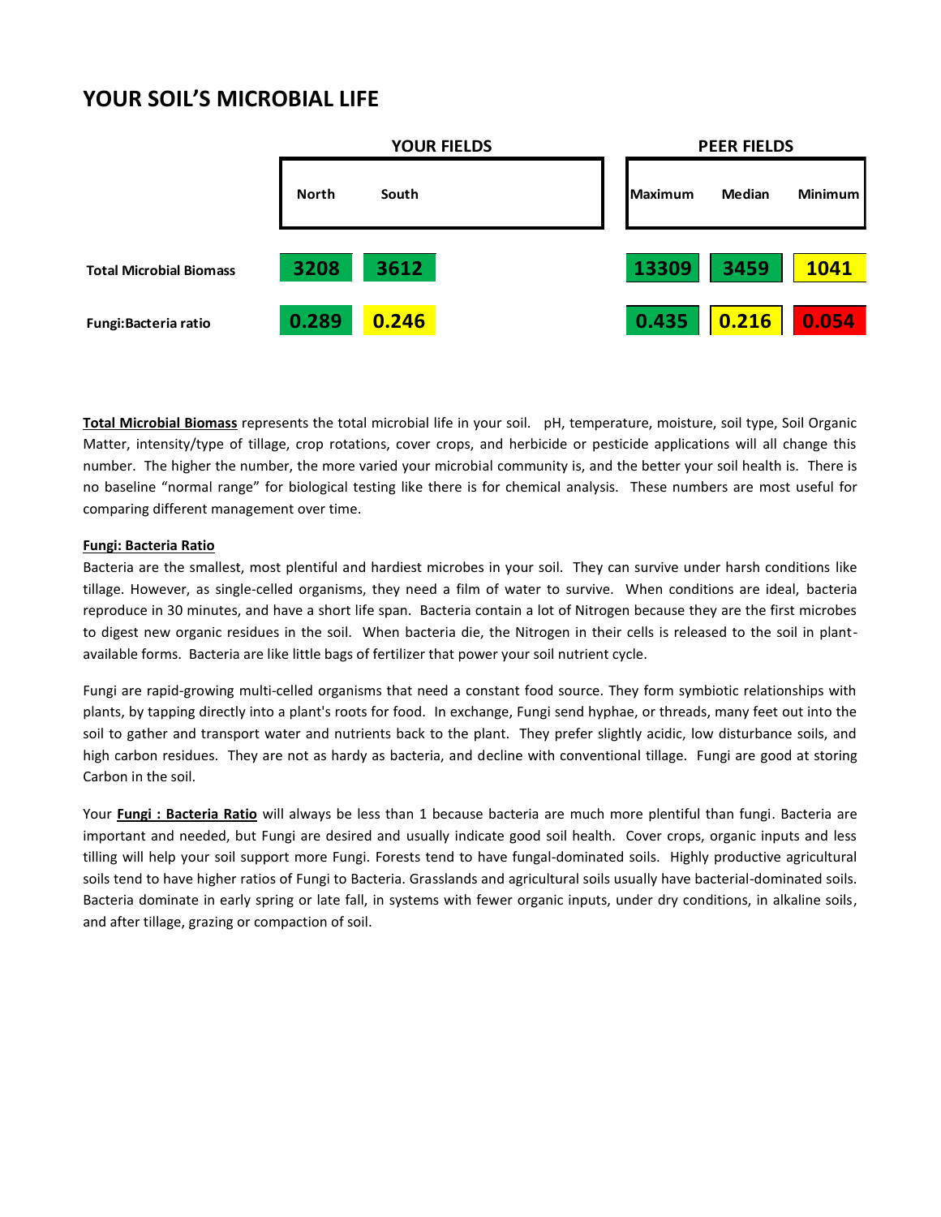# YOUR SOIL'S MICROBIAL LIFE

| | YOUR FIELDS | | PEER FIELDS | | |
|---|---|---|---|---|---|
| | North | South | Maximum | Median | Minimum |
| Total Microbial Biomass | 3208 | 3612 | 13309 | 3459 | 1041 |
| Fungi:Bacteria ratio | 0.289 | 0.246 | 0.435 | 0.216 | 0.054 |

**Total Microbial Biomass** represents the total microbial life in your soil. pH, temperature, moisture, soil type, Soil Organic Matter, intensity/type of tillage, crop rotations, cover crops, and herbicide or pesticide applications will all change this number. The higher the number, the more varied your microbial community is, and the better your soil health is. There is no baseline "normal range" for biological testing like there is for chemical analysis. These numbers are most useful for comparing different management over time.

**Fungi: Bacteria Ratio**

Bacteria are the smallest, most plentiful and hardiest microbes in your soil. They can survive under harsh conditions like tillage. However, as single-celled organisms, they need a film of water to survive. When conditions are ideal, bacteria reproduce in 30 minutes, and have a short life span. Bacteria contain a lot of Nitrogen because they are the first microbes to digest new organic residues in the soil. When bacteria die, the Nitrogen in their cells is released to the soil in plant-available forms. Bacteria are like little bags of fertilizer that power your soil nutrient cycle.

Fungi are rapid-growing multi-celled organisms that need a constant food source. They form symbiotic relationships with plants, by tapping directly into a plant's roots for food. In exchange, Fungi send hyphae, or threads, many feet out into the soil to gather and transport water and nutrients back to the plant. They prefer slightly acidic, low disturbance soils, and high carbon residues. They are not as hardy as bacteria, and decline with conventional tillage. Fungi are good at storing Carbon in the soil.

Your **Fungi : Bacteria Ratio** will always be less than 1 because bacteria are much more plentiful than fungi. Bacteria are important and needed, but Fungi are desired and usually indicate good soil health. Cover crops, organic inputs and less tilling will help your soil support more Fungi. Forests tend to have fungal-dominated soils. Highly productive agricultural soils tend to have higher ratios of Fungi to Bacteria. Grasslands and agricultural soils usually have bacterial-dominated soils. Bacteria dominate in early spring or late fall, in systems with fewer organic inputs, under dry conditions, in alkaline soils, and after tillage, grazing or compaction of soil.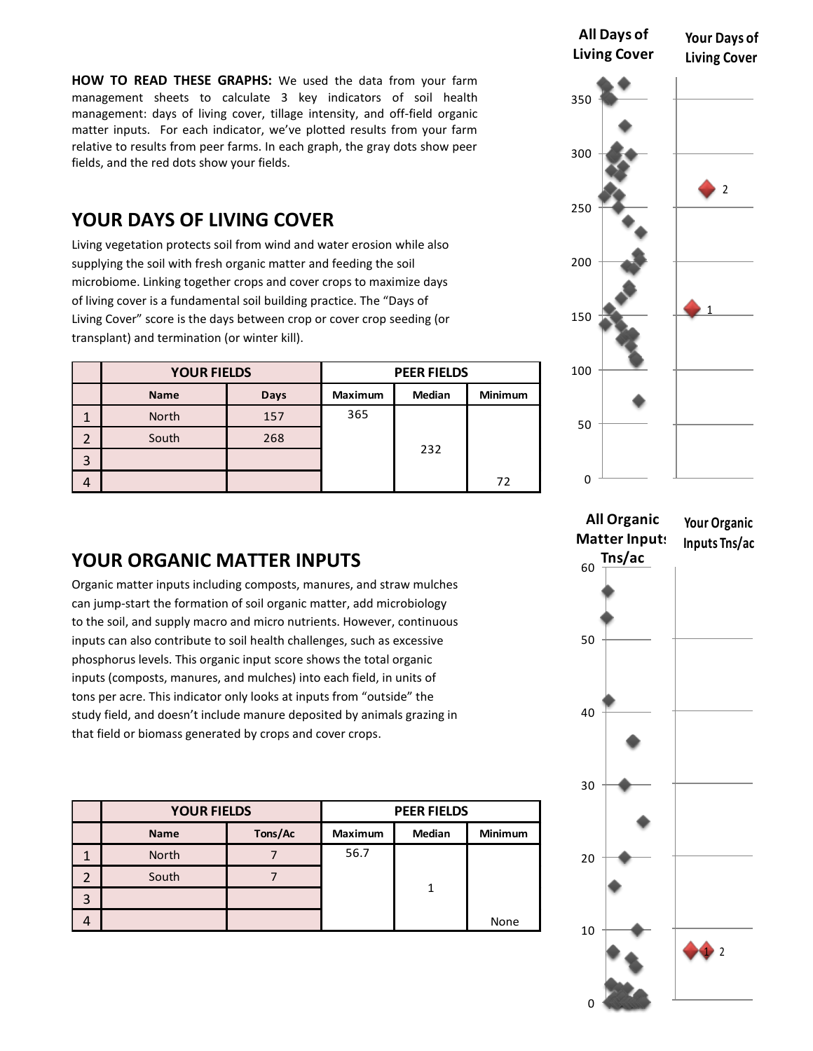**HOW TO READ THESE GRAPHS:** We used the data from your farm management sheets to calculate 3 key indicators of soil health management: days of living cover, tillage intensity, and off-field organic matter inputs. For each indicator, we've plotted results from your farm relative to results from peer farms. In each graph, the gray dots show peer fields, and the red dots show your fields.

## YOUR DAYS OF LIVING COVER

Living vegetation protects soil from wind and water erosion while also supplying the soil with fresh organic matter and feeding the soil microbiome. Linking together crops and cover crops to maximize days of living cover is a fundamental soil building practice. The "Days of Living Cover" score is the days between crop or cover crop seeding (or transplant) and termination (or winter kill).

| | YOUR FIELDS | | PEER FIELDS | | |
|---|---|---|---|---|---|
| | **Name** | **Days** | **Maximum** | **Median** | **Minimum** |
| 1 | North | 157 | 365 | | |
| 2 | South | 268 | | 232 | |
| 3 | | | | | |
| 4 | | | | | 72 |

All Days of Living Cover

Your Days of Living Cover

350
300
250
200
150
100
50
0

2
1

## YOUR ORGANIC MATTER INPUTS

Organic matter inputs including composts, manures, and straw mulches can jump-start the formation of soil organic matter, add microbiology to the soil, and supply macro and micro nutrients. However, continuous inputs can also contribute to soil health challenges, such as excessive phosphorus levels. This organic input score shows the total organic inputs (composts, manures, and mulches) into each field, in units of tons per acre. This indicator only looks at inputs from "outside" the study field, and doesn't include manure deposited by animals grazing in that field or biomass generated by crops and cover crops.

| | YOUR FIELDS | | PEER FIELDS | | |
|---|---|---|---|---|---|
| | **Name** | **Tons/Ac** | **Maximum** | **Median** | **Minimum** |
| 1 | North | 7 | 56.7 | | |
| 2 | South | 7 | | 1 | |
| 3 | | | | | |
| 4 | | | | | None |

All Organic Matter Inputs Tns/ac

Your Organic Inputs Tns/ac

60
50
40
30
20
10
0

1 2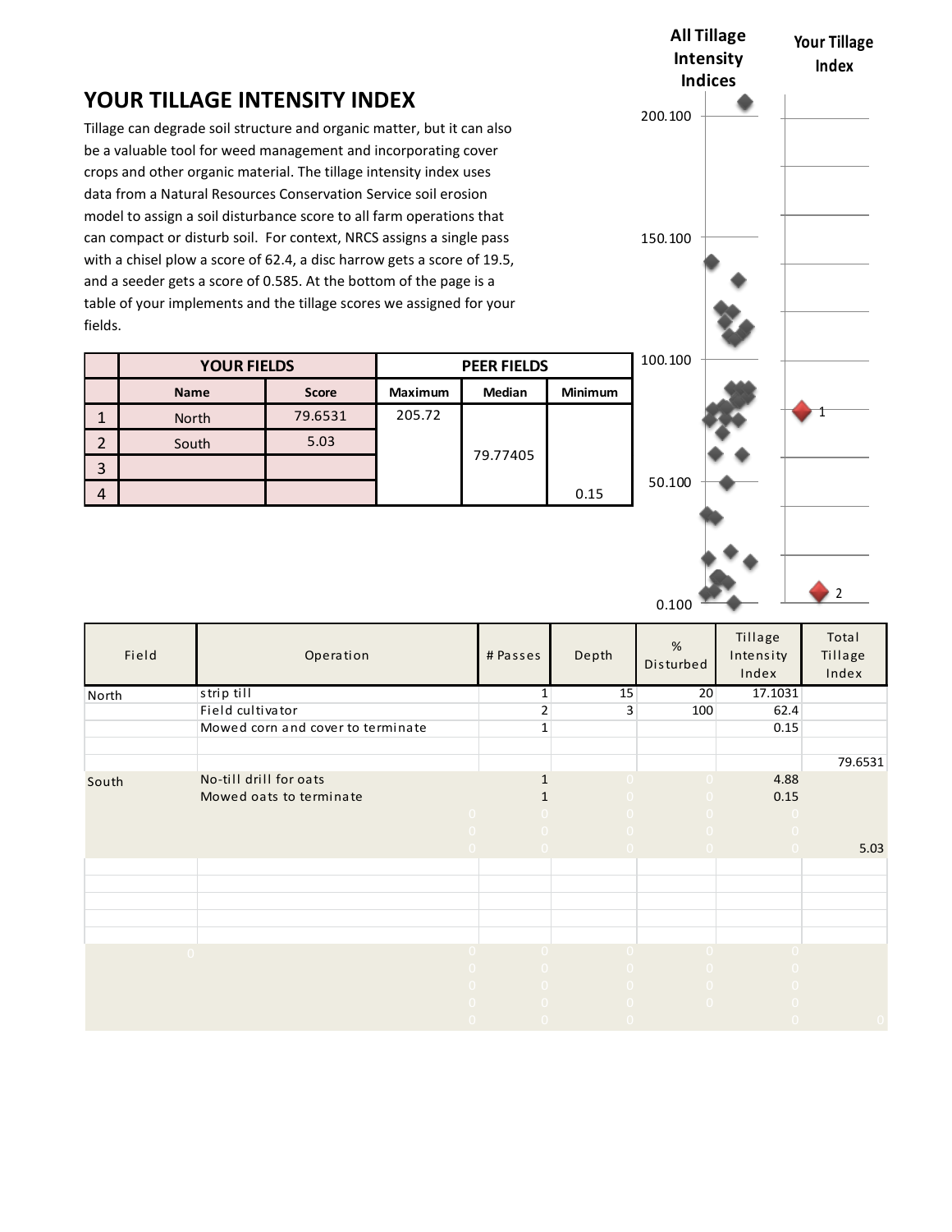## YOUR TILLAGE INTENSITY INDEX

Tillage can degrade soil structure and organic matter, but it can also be a valuable tool for weed management and incorporating cover crops and other organic material. The tillage intensity index uses data from a Natural Resources Conservation Service soil erosion model to assign a soil disturbance score to all farm operations that can compact or disturb soil. For context, NRCS assigns a single pass with a chisel plow a score of 62.4, a disc harrow gets a score of 19.5, and a seeder gets a score of 0.585. At the bottom of the page is a table of your implements and the tillage scores we assigned for your fields.

| | YOUR FIELDS | | PEER FIELDS | | |
|---|---|---|---|---|---|
| | **Name** | **Score** | **Maximum** | **Median** | **Minimum** |
| 1 | North | 79.6531 | 205.72 | | |
| 2 | South | 5.03 | | 79.77405 | |
| 3 | | | | | |
| 4 | | | | | 0.15 |

All Tillage Intensity Indices

Your Tillage Index

200.100

150.100

100.100

50.100

0.100

1

2

| Field | Operation | # Passes | Depth | % Disturbed | Tillage Intensity Index | Total Tillage Index |
|---|---|---|---|---|---|---|
| North | strip till | 1 | 15 | 20 | 17.1031 | |
| | Field cultivator | 2 | 3 | 100 | 62.4 | |
| | Mowed corn and cover to terminate | 1 | | | 0.15 | |
| | | | | | | |
| | | | | | | 79.6531 |
| South | No-till drill for oats | 1 | 0 | 0 | 4.88 | |
| | Mowed oats to terminate | 1 | 0 | 0 | 0.15 | |
| | 0 | 0 | 0 | 0 | 0 | |
| | 0 | 0 | 0 | 0 | 0 | |
| | 0 | 0 | 0 | 0 | 0 | 5.03 |
| | | | | | | |
| | | | | | | |
| | | | | | | |
| | | | | | | |
| | | | | | | |
| 0 | 0 | 0 | 0 | 0 | 0 | |
| | 0 | 0 | 0 | 0 | 0 | |
| | 0 | 0 | 0 | 0 | 0 | |
| | 0 | 0 | 0 | 0 | 0 | |
| | 0 | 0 | 0 | | 0 | 0 |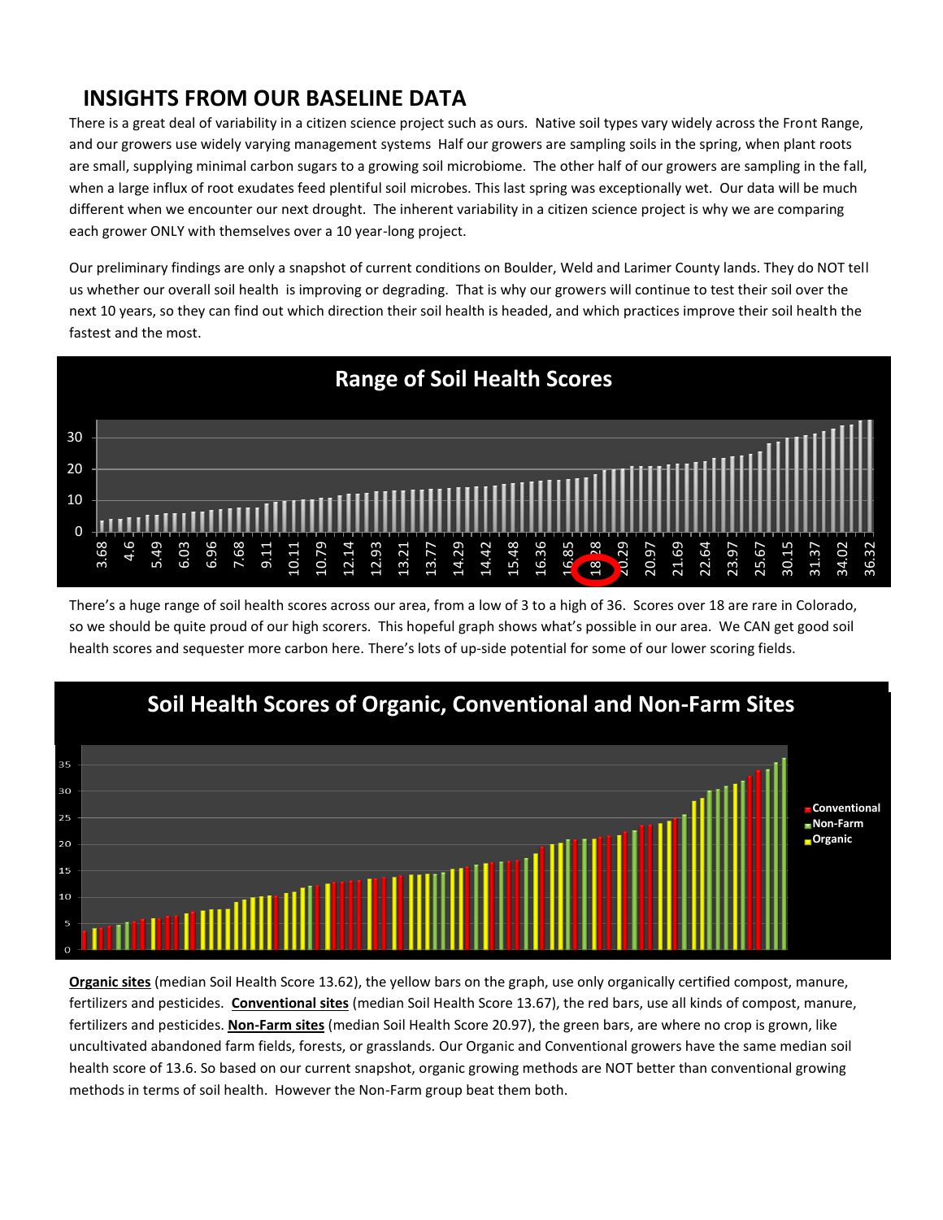## INSIGHTS FROM OUR BASELINE DATA

There is a great deal of variability in a citizen science project such as ours. Native soil types vary widely across the Front Range, and our growers use widely varying management systems Half our growers are sampling soils in the spring, when plant roots are small, supplying minimal carbon sugars to a growing soil microbiome. The other half of our growers are sampling in the fall, when a large influx of root exudates feed plentiful soil microbes. This last spring was exceptionally wet. Our data will be much different when we encounter our next drought. The inherent variability in a citizen science project is why we are comparing each grower ONLY with themselves over a 10 year-long project.

Our preliminary findings are only a snapshot of current conditions on Boulder, Weld and Larimer County lands. They do NOT tell us whether our overall soil health is improving or degrading. That is why our growers will continue to test their soil over the next 10 years, so they can find out which direction their soil health is headed, and which practices improve their soil health the fastest and the most.

**Range of Soil Health Scores**

0
10
20
30

3.68
4.6
5.49
6.03
6.96
7.68
9.11
10.11
10.79
12.14
12.93
13.21
13.77
14.29
14.42
15.48
16.36
16.85
18.28
20.29
20.97
21.69
22.64
23.97
25.67
30.15
31.37
34.02
36.32

There's a huge range of soil health scores across our area, from a low of 3 to a high of 36. Scores over 18 are rare in Colorado, so we should be quite proud of our high scorers. This hopeful graph shows what's possible in our area. We CAN get good soil health scores and sequester more carbon here. There's lots of up-side potential for some of our lower scoring fields.

**Soil Health Scores of Organic, Conventional and Non-Farm Sites**

0
5
10
15
20
25
30
35

Conventional
Non-Farm
Organic

**Organic sites** (median Soil Health Score 13.62), the yellow bars on the graph, use only organically certified compost, manure, fertilizers and pesticides. **Conventional sites** (median Soil Health Score 13.67), the red bars, use all kinds of compost, manure, fertilizers and pesticides. **Non-Farm sites** (median Soil Health Score 20.97), the green bars, are where no crop is grown, like uncultivated abandoned farm fields, forests, or grasslands. Our Organic and Conventional growers have the same median soil health score of 13.6. So based on our current snapshot, organic growing methods are NOT better than conventional growing methods in terms of soil health. However the Non-Farm group beat them both.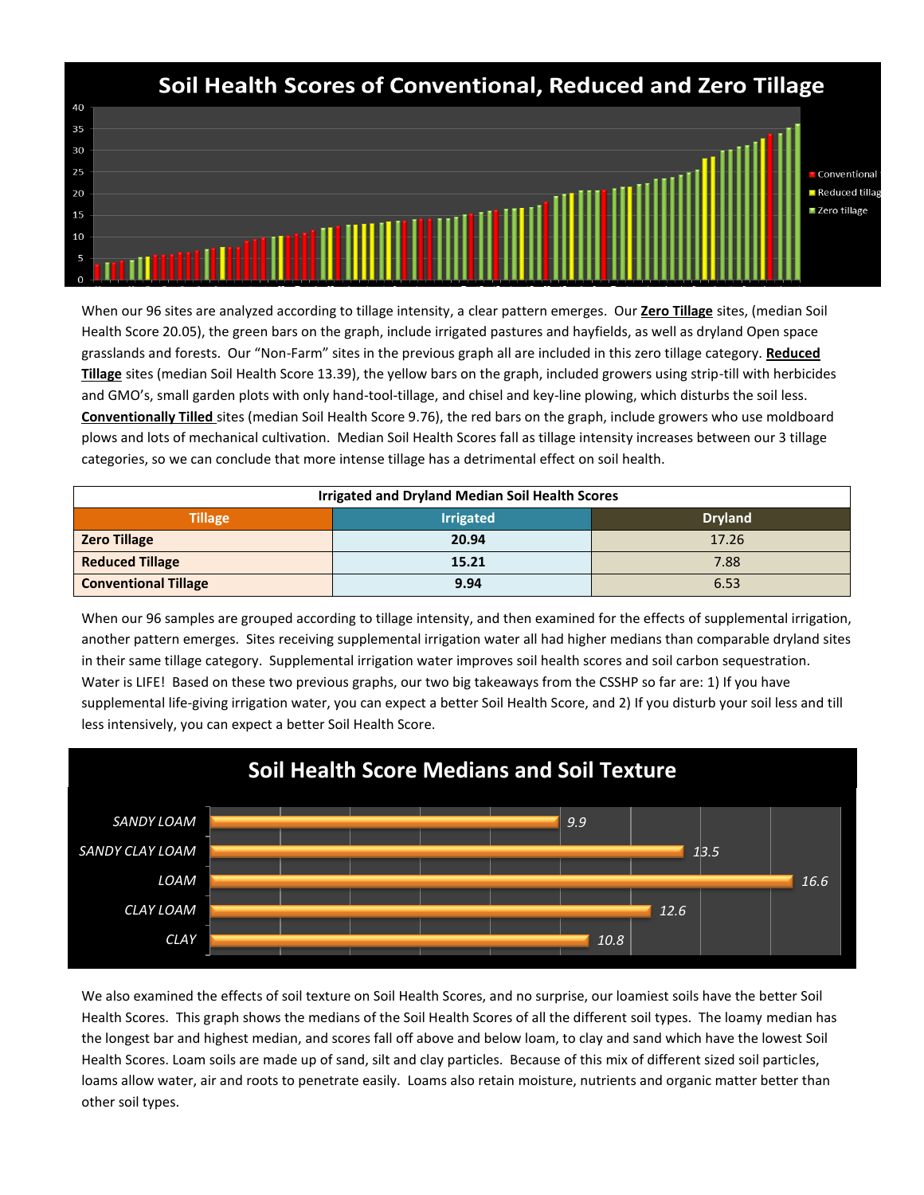## Soil Health Scores of Conventional, Reduced and Zero Tillage

40
35
30
25
20
15
10
5
0

Conventional
Reduced tillag
Zero tillage

When our 96 sites are analyzed according to tillage intensity, a clear pattern emerges. Our **Zero Tillage** sites, (median Soil Health Score 20.05), the green bars on the graph, include irrigated pastures and hayfields, as well as dryland Open space grasslands and forests. Our "Non-Farm" sites in the previous graph all are included in this zero tillage category. **Reduced Tillage** sites (median Soil Health Score 13.39), the yellow bars on the graph, included growers using strip-till with herbicides and GMO's, small garden plots with only hand-tool-tillage, and chisel and key-line plowing, which disturbs the soil less. **Conventionally Tilled** sites (median Soil Health Score 9.76), the red bars on the graph, include growers who use moldboard plows and lots of mechanical cultivation. Median Soil Health Scores fall as tillage intensity increases between our 3 tillage categories, so we can conclude that more intense tillage has a detrimental effect on soil health.

| Irrigated and Dryland Median Soil Health Scores | | |
|---|---|---|
| **Tillage** | **Irrigated** | **Dryland** |
| **Zero Tillage** | **20.94** | 17.26 |
| **Reduced Tillage** | **15.21** | 7.88 |
| **Conventional Tillage** | **9.94** | 6.53 |

When our 96 samples are grouped according to tillage intensity, and then examined for the effects of supplemental irrigation, another pattern emerges. Sites receiving supplemental irrigation water all had higher medians than comparable dryland sites in their same tillage category. Supplemental irrigation water improves soil health scores and soil carbon sequestration. Water is LIFE! Based on these two previous graphs, our two big takeaways from the CSSHP so far are: 1) If you have supplemental life-giving irrigation water, you can expect a better Soil Health Score, and 2) If you disturb your soil less and till less intensively, you can expect a better Soil Health Score.

## Soil Health Score Medians and Soil Texture

SANDY LOAM 9.9
SANDY CLAY LOAM 13.5
LOAM 16.6
CLAY LOAM 12.6
CLAY 10.8

We also examined the effects of soil texture on Soil Health Scores, and no surprise, our loamiest soils have the better Soil Health Scores. This graph shows the medians of the Soil Health Scores of all the different soil types. The loamy median has the longest bar and highest median, and scores fall off above and below loam, to clay and sand which have the lowest Soil Health Scores. Loam soils are made up of sand, silt and clay particles. Because of this mix of different sized soil particles, loams allow water, air and roots to penetrate easily. Loams also retain moisture, nutrients and organic matter better than other soil types.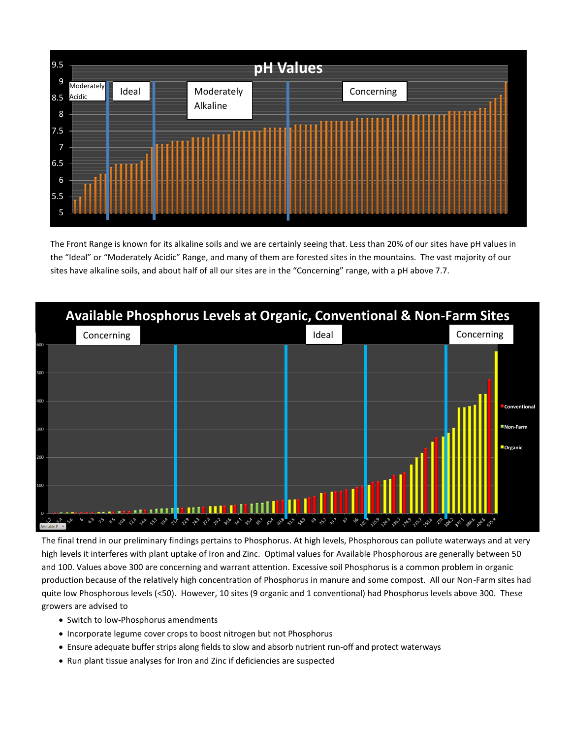pH Values

9.5
9
8.5
8
7.5
7
6.5
6
5.5
5

Moderately Acidic

Ideal

Moderately Alkaline

Concerning

The Front Range is known for its alkaline soils and we are certainly seeing that. Less than 20% of our sites have pH values in the "Ideal" or "Moderately Acidic" Range, and many of them are forested sites in the mountains. The vast majority of our sites have alkaline soils, and about half of all our sites are in the "Concerning" range, with a pH above 7.7.

Available Phosphorus Levels at Organic, Conventional & Non-Farm Sites

Concerning

Ideal

Concerning

600
500
400
300
200
100
0

Conventional

Non-Farm

Organic

Available P

The final trend in our preliminary findings pertains to Phosphorus. At high levels, Phosphorous can pollute waterways and at very high levels it interferes with plant uptake of Iron and Zinc. Optimal values for Available Phosphorous are generally between 50 and 100. Values above 300 are concerning and warrant attention. Excessive soil Phosphorus is a common problem in organic production because of the relatively high concentration of Phosphorus in manure and some compost. All our Non-Farm sites had quite low Phosphorous levels (<50). However, 10 sites (9 organic and 1 conventional) had Phosphorus levels above 300. These growers are advised to

- Switch to low-Phosphorus amendments
- Incorporate legume cover crops to boost nitrogen but not Phosphorus
- Ensure adequate buffer strips along fields to slow and absorb nutrient run-off and protect waterways
- Run plant tissue analyses for Iron and Zinc if deficiencies are suspected